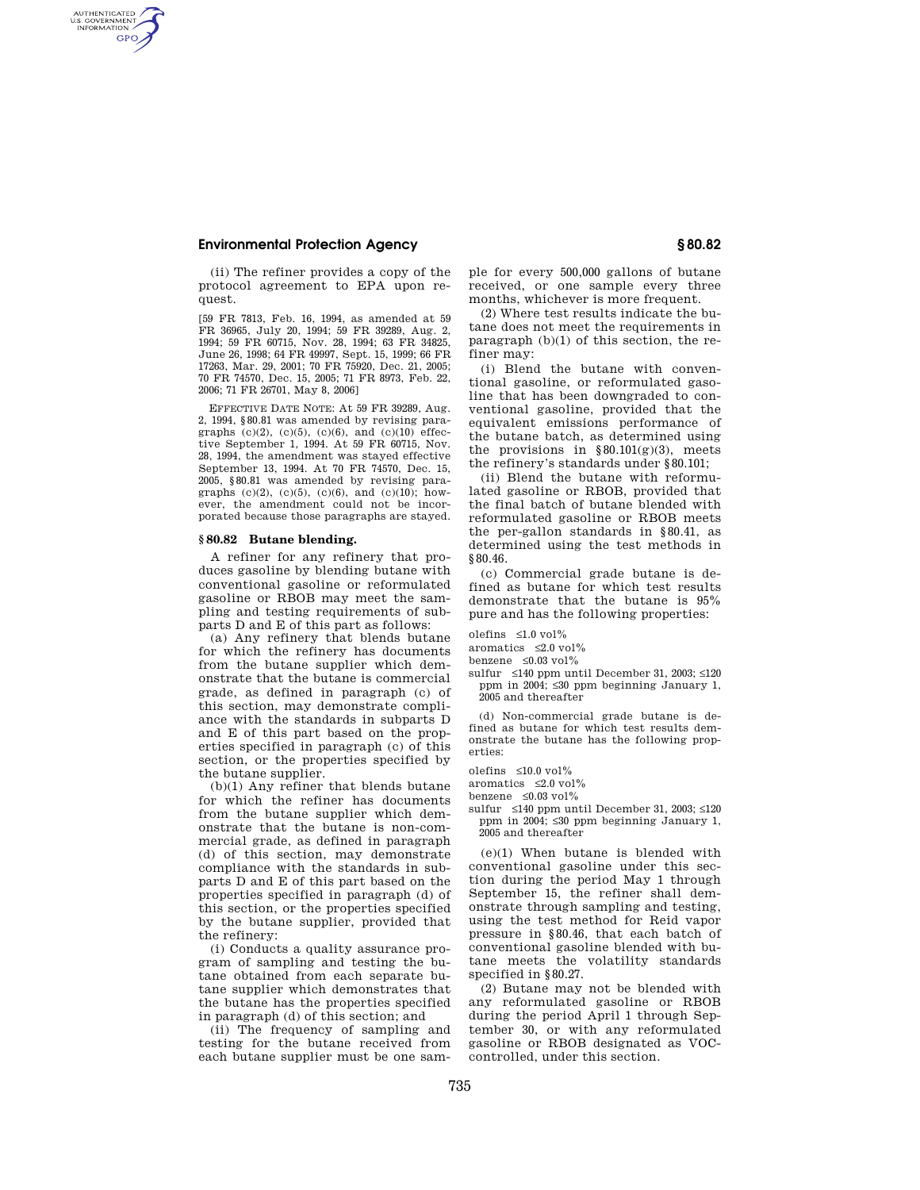(ii) The refiner provides a copy of the protocol agreement to EPA upon request.

[59 FR 7813, Feb. 16, 1994, as amended at 59 FR 36965, July 20, 1994; 59 FR 39289, Aug. 2, 1994; 59 FR 60715, Nov. 28, 1994; 63 FR 34825, June 26, 1998; 64 FR 49997, Sept. 15, 1999; 66 FR 17263, Mar. 29, 2001; 70 FR 75920, Dec. 21, 2005; 70 FR 74570, Dec. 15, 2005; 71 FR 8973, Feb. 22, 2006; 71 FR 26701, May 8, 2006]

EFFECTIVE DATE NOTE: At 59 FR 39289, Aug. 2, 1994, §80.81 was amended by revising paragraphs (c)(2), (c)(5), (c)(6), and (c)(10) effective September 1, 1994. At 59 FR 60715, Nov. 28, 1994, the amendment was stayed effective September 13, 1994. At 70 FR 74570, Dec. 15, 2005, §80.81 was amended by revising paragraphs (c)(2), (c)(5), (c)(6), and (c)(10); however, the amendment could not be incorporated because those paragraphs are stayed.

## §80.82 Butane blending.

A refiner for any refinery that produces gasoline by blending butane with conventional gasoline or reformulated gasoline or RBOB may meet the sampling and testing requirements of subparts D and E of this part as follows:

(a) Any refinery that blends butane for which the refinery has documents from the butane supplier which demonstrate that the butane is commercial grade, as defined in paragraph (c) of this section, may demonstrate compliance with the standards in subparts D and E of this part based on the properties specified in paragraph (c) of this section, or the properties specified by the butane supplier.

(b)(1) Any refiner that blends butane for which the refiner has documents from the butane supplier which demonstrate that the butane is non-commercial grade, as defined in paragraph (d) of this section, may demonstrate compliance with the standards in subparts D and E of this part based on the properties specified in paragraph (d) of this section, or the properties specified by the butane supplier, provided that the refinery:

(i) Conducts a quality assurance program of sampling and testing the butane obtained from each separate butane supplier which demonstrates that the butane has the properties specified in paragraph (d) of this section; and

(ii) The frequency of sampling and testing for the butane received from each butane supplier must be one sample for every 500,000 gallons of butane received, or one sample every three months, whichever is more frequent.

(2) Where test results indicate the butane does not meet the requirements in paragraph (b)(1) of this section, the refiner may:

(i) Blend the butane with conventional gasoline, or reformulated gasoline that has been downgraded to conventional gasoline, provided that the equivalent emissions performance of the butane batch, as determined using the provisions in §80.101(g)(3), meets the refinery's standards under §80.101;

(ii) Blend the butane with reformulated gasoline or RBOB, provided that the final batch of butane blended with reformulated gasoline or RBOB meets the per-gallon standards in §80.41, as determined using the test methods in §80.46.

(c) Commercial grade butane is defined as butane for which test results demonstrate that the butane is 95% pure and has the following properties:

olefins ≤1.0 vol%
aromatics ≤2.0 vol%
benzene ≤0.03 vol%
sulfur ≤140 ppm until December 31, 2003; ≤120 ppm in 2004; ≤30 ppm beginning January 1, 2005 and thereafter

(d) Non-commercial grade butane is defined as butane for which test results demonstrate the butane has the following properties:

olefins ≤10.0 vol%
aromatics ≤2.0 vol%
benzene ≤0.03 vol%
sulfur ≤140 ppm until December 31, 2003; ≤120 ppm in 2004; ≤30 ppm beginning January 1, 2005 and thereafter

(e)(1) When butane is blended with conventional gasoline under this section during the period May 1 through September 15, the refiner shall demonstrate through sampling and testing, using the test method for Reid vapor pressure in §80.46, that each batch of conventional gasoline blended with butane meets the volatility standards specified in §80.27.

(2) Butane may not be blended with any reformulated gasoline or RBOB during the period April 1 through September 30, or with any reformulated gasoline or RBOB designated as VOC-controlled, under this section.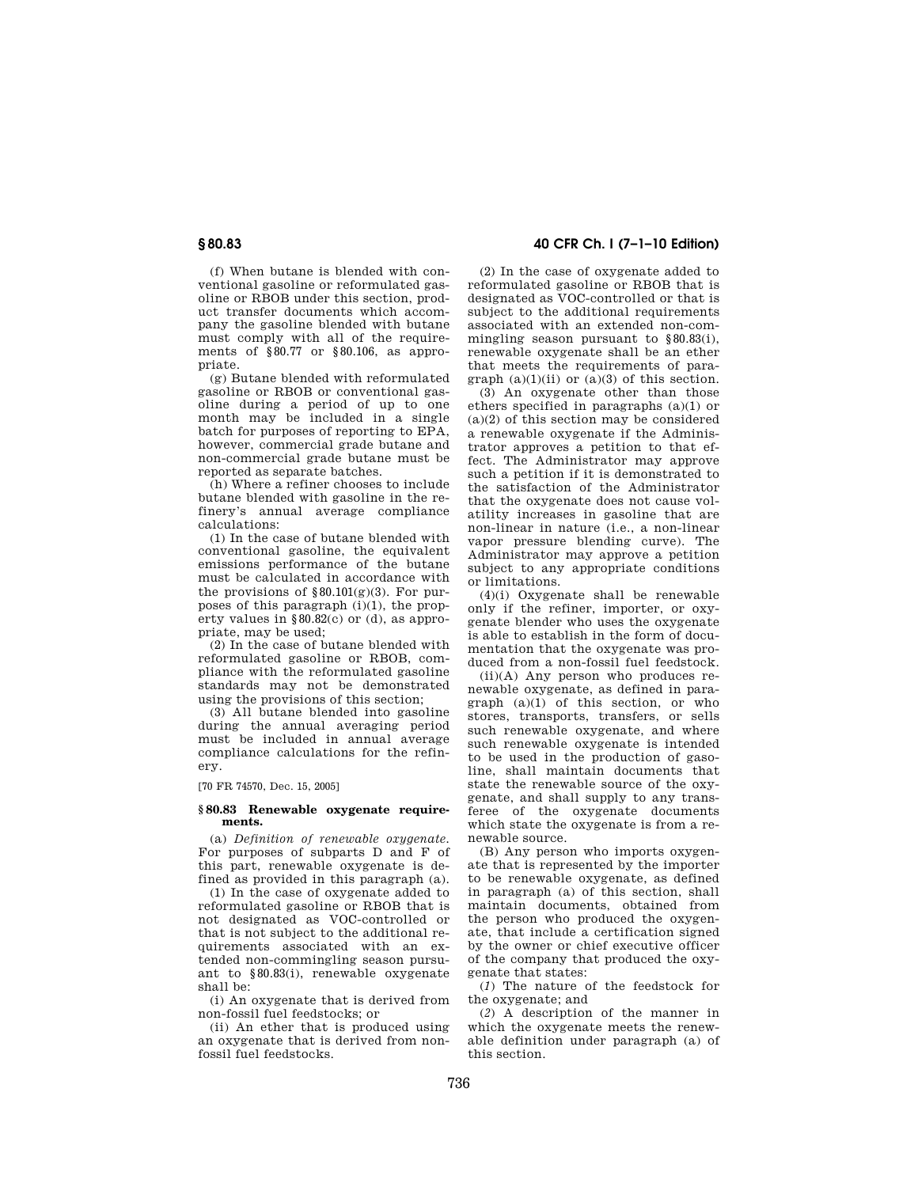(f) When butane is blended with conventional gasoline or reformulated gasoline or RBOB under this section, product transfer documents which accompany the gasoline blended with butane must comply with all of the requirements of §80.77 or §80.106, as appropriate.

(g) Butane blended with reformulated gasoline or RBOB or conventional gasoline during a period of up to one month may be included in a single batch for purposes of reporting to EPA, however, commercial grade butane and non-commercial grade butane must be reported as separate batches.

(h) Where a refiner chooses to include butane blended with gasoline in the refinery's annual average compliance calculations:

(1) In the case of butane blended with conventional gasoline, the equivalent emissions performance of the butane must be calculated in accordance with the provisions of §80.101(g)(3). For purposes of this paragraph (i)(1), the property values in §80.82(c) or (d), as appropriate, may be used;

(2) In the case of butane blended with reformulated gasoline or RBOB, compliance with the reformulated gasoline standards may not be demonstrated using the provisions of this section;

(3) All butane blended into gasoline during the annual averaging period must be included in annual average compliance calculations for the refinery.

[70 FR 74570, Dec. 15, 2005]

### §80.83 Renewable oxygenate requirements.

(a) *Definition of renewable oxygenate.* For purposes of subparts D and F of this part, renewable oxygenate is defined as provided in this paragraph (a).

(1) In the case of oxygenate added to reformulated gasoline or RBOB that is not designated as VOC-controlled or that is not subject to the additional requirements associated with an extended non-commingling season pursuant to §80.83(i), renewable oxygenate shall be:

(i) An oxygenate that is derived from non-fossil fuel feedstocks; or

(ii) An ether that is produced using an oxygenate that is derived from non-fossil fuel feedstocks.

(2) In the case of oxygenate added to reformulated gasoline or RBOB that is designated as VOC-controlled or that is subject to the additional requirements associated with an extended non-commingling season pursuant to §80.83(i), renewable oxygenate shall be an ether that meets the requirements of paragraph (a)(1)(ii) or (a)(3) of this section.

(3) An oxygenate other than those ethers specified in paragraphs (a)(1) or (a)(2) of this section may be considered a renewable oxygenate if the Administrator approves a petition to that effect. The Administrator may approve such a petition if it is demonstrated to the satisfaction of the Administrator that the oxygenate does not cause volatility increases in gasoline that are non-linear in nature (i.e., a non-linear vapor pressure blending curve). The Administrator may approve a petition subject to any appropriate conditions or limitations.

(4)(i) Oxygenate shall be renewable only if the refiner, importer, or oxygenate blender who uses the oxygenate is able to establish in the form of documentation that the oxygenate was produced from a non-fossil fuel feedstock.

(ii)(A) Any person who produces renewable oxygenate, as defined in paragraph (a)(1) of this section, or who stores, transports, transfers, or sells such renewable oxygenate, and where such renewable oxygenate is intended to be used in the production of gasoline, shall maintain documents that state the renewable source of the oxygenate, and shall supply to any transferee of the oxygenate documents which state the oxygenate is from a renewable source.

(B) Any person who imports oxygenate that is represented by the importer to be renewable oxygenate, as defined in paragraph (a) of this section, shall maintain documents, obtained from the person who produced the oxygenate, that include a certification signed by the owner or chief executive officer of the company that produced the oxygenate that states:

(*1*) The nature of the feedstock for the oxygenate; and

(*2*) A description of the manner in which the oxygenate meets the renewable definition under paragraph (a) of this section.